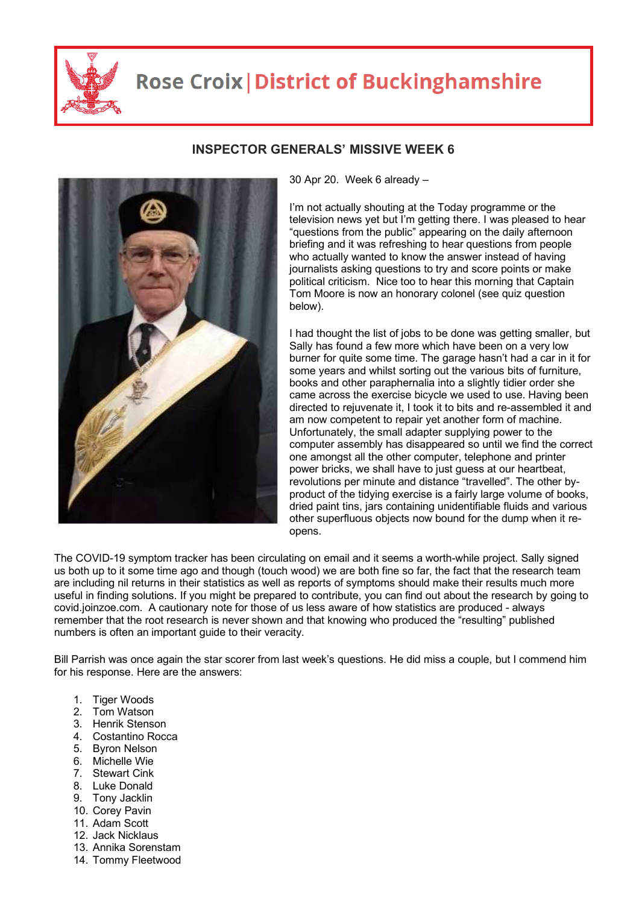# Rose Croix | District of Buckinghamshire

## INSPECTOR GENERALS' MISSIVE WEEK 6

30 Apr 20. Week 6 already –

I'm not actually shouting at the Today programme or the television news yet but I'm getting there. I was pleased to hear "questions from the public" appearing on the daily afternoon briefing and it was refreshing to hear questions from people who actually wanted to know the answer instead of having journalists asking questions to try and score points or make political criticism. Nice too to hear this morning that Captain Tom Moore is now an honorary colonel (see quiz question below).

I had thought the list of jobs to be done was getting smaller, but Sally has found a few more which have been on a very low burner for quite some time. The garage hasn't had a car in it for some years and whilst sorting out the various bits of furniture, books and other paraphernalia into a slightly tidier order she came across the exercise bicycle we used to use. Having been directed to rejuvenate it, I took it to bits and re-assembled it and am now competent to repair yet another form of machine. Unfortunately, the small adapter supplying power to the computer assembly has disappeared so until we find the correct one amongst all the other computer, telephone and printer power bricks, we shall have to just guess at our heartbeat, revolutions per minute and distance "travelled". The other by-product of the tidying exercise is a fairly large volume of books, dried paint tins, jars containing unidentifiable fluids and various other superfluous objects now bound for the dump when it re-opens.

The COVID-19 symptom tracker has been circulating on email and it seems a worth-while project. Sally signed us both up to it some time ago and though (touch wood) we are both fine so far, the fact that the research team are including nil returns in their statistics as well as reports of symptoms should make their results much more useful in finding solutions. If you might be prepared to contribute, you can find out about the research by going to covid.joinzoe.com. A cautionary note for those of us less aware of how statistics are produced - always remember that the root research is never shown and that knowing who produced the "resulting" published numbers is often an important guide to their veracity.

Bill Parrish was once again the star scorer from last week's questions. He did miss a couple, but I commend him for his response. Here are the answers:

1. Tiger Woods
2. Tom Watson
3. Henrik Stenson
4. Costantino Rocca
5. Byron Nelson
6. Michelle Wie
7. Stewart Cink
8. Luke Donald
9. Tony Jacklin
10. Corey Pavin
11. Adam Scott
12. Jack Nicklaus
13. Annika Sorenstam
14. Tommy Fleetwood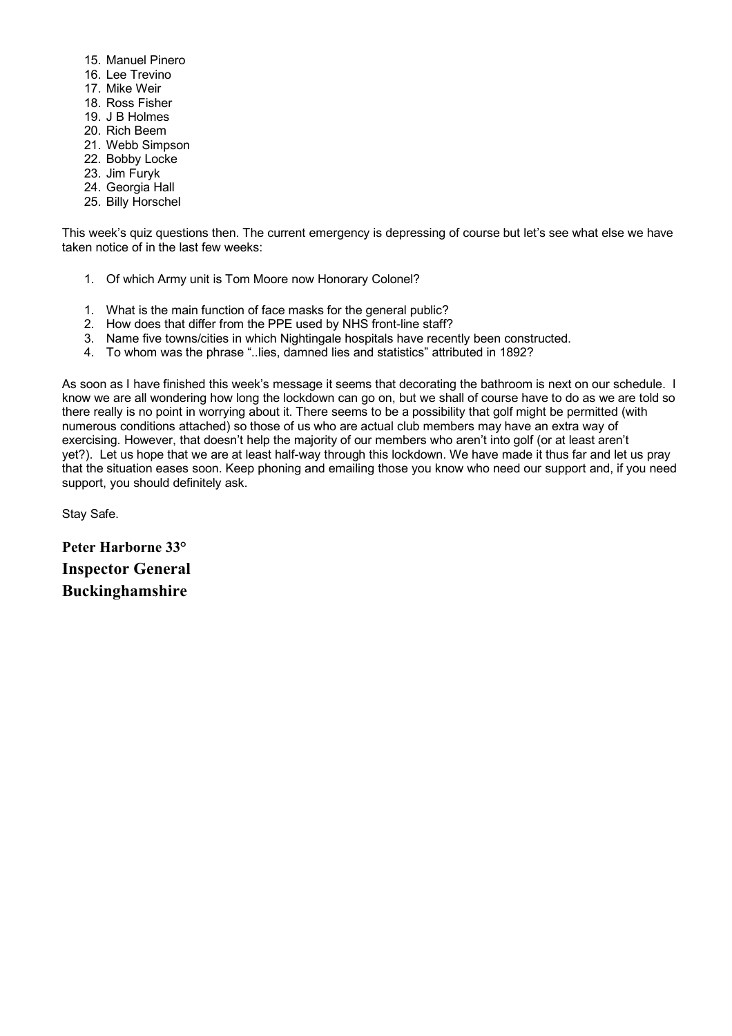15. Manuel Pinero
16. Lee Trevino
17. Mike Weir
18. Ross Fisher
19. J B Holmes
20. Rich Beem
21. Webb Simpson
22. Bobby Locke
23. Jim Furyk
24. Georgia Hall
25. Billy Horschel

This week's quiz questions then. The current emergency is depressing of course but let's see what else we have taken notice of in the last few weeks:

1. Of which Army unit is Tom Moore now Honorary Colonel?

1. What is the main function of face masks for the general public?
2. How does that differ from the PPE used by NHS front-line staff?
3. Name five towns/cities in which Nightingale hospitals have recently been constructed.
4. To whom was the phrase "..lies, damned lies and statistics" attributed in 1892?

As soon as I have finished this week's message it seems that decorating the bathroom is next on our schedule. I know we are all wondering how long the lockdown can go on, but we shall of course have to do as we are told so there really is no point in worrying about it. There seems to be a possibility that golf might be permitted (with numerous conditions attached) so those of us who are actual club members may have an extra way of exercising. However, that doesn't help the majority of our members who aren't into golf (or at least aren't yet?). Let us hope that we are at least half-way through this lockdown. We have made it thus far and let us pray that the situation eases soon. Keep phoning and emailing those you know who need our support and, if you need support, you should definitely ask.

Stay Safe.

**Peter Harborne 33°**
**Inspector General**
**Buckinghamshire**